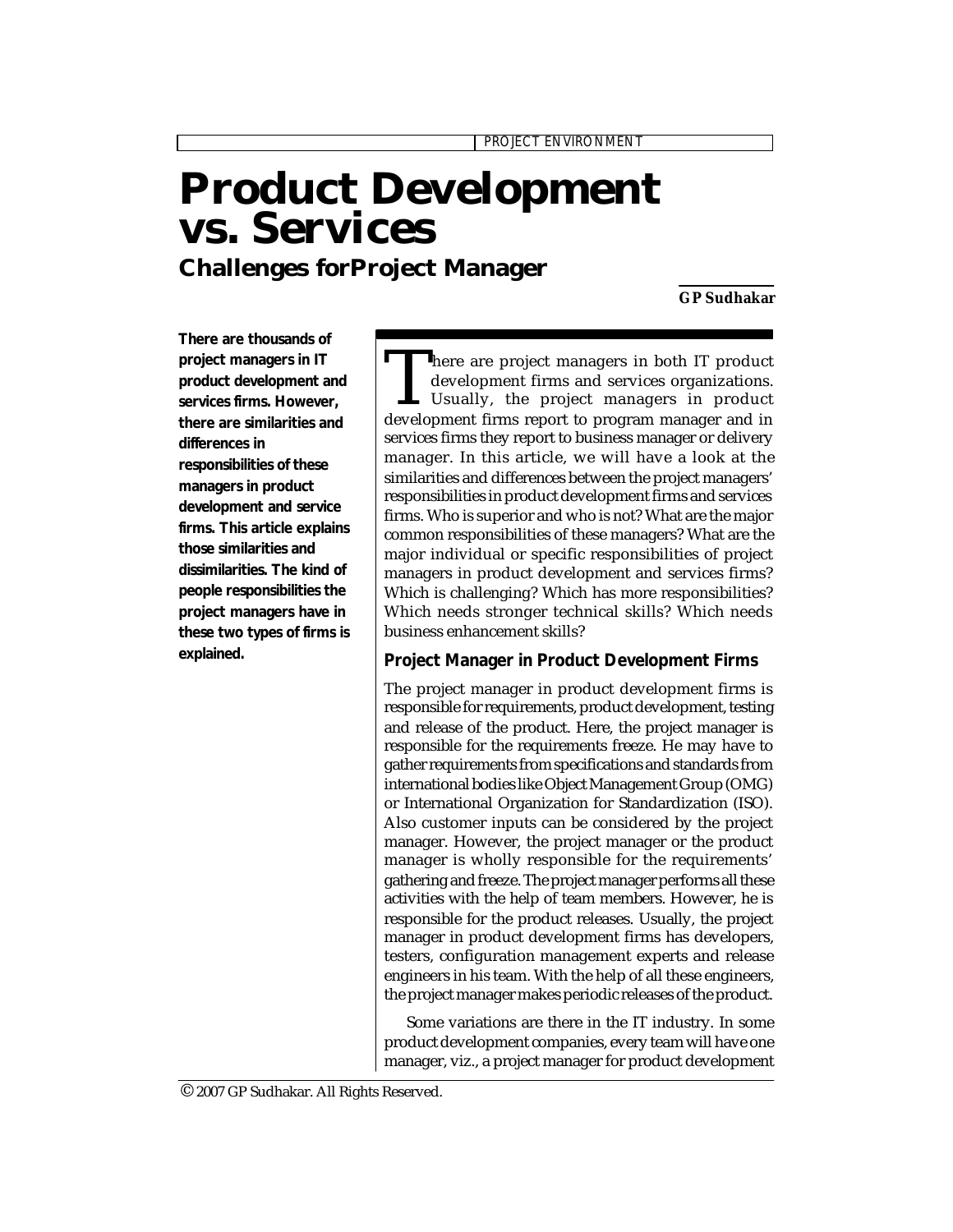PROJECT ENVIRONMENT

# Product Development vs. Services

## Challenges forProject Manager

**GP Sudhakar**

**There are thousands of project managers in IT product development and services firms. However, there are similarities and differences in responsibilities of these managers in product development and service firms. This article explains those similarities and dissimilarities. The kind of people responsibilities the project managers have in these two types of firms is explained.**

There are project managers in both IT product development firms and services organizations. Usually, the project managers in product development firms report to program manager and in services firms they report to business manager or delivery manager. In this article, we will have a look at the similarities and differences between the project managers' responsibilities in product development firms and services firms. Who is superior and who is not? What are the major common responsibilities of these managers? What are the major individual or specific responsibilities of project managers in product development and services firms? Which is challenging? Which has more responsibilities? Which needs stronger technical skills? Which needs business enhancement skills?

### Project Manager in Product Development Firms

The project manager in product development firms is responsible for requirements, product development, testing and release of the product. Here, the project manager is responsible for the requirements freeze. He may have to gather requirements from specifications and standards from international bodies like Object Management Group (OMG) or International Organization for Standardization (ISO). Also customer inputs can be considered by the project manager. However, the project manager or the product manager is wholly responsible for the requirements' gathering and freeze. The project manager performs all these activities with the help of team members. However, he is responsible for the product releases. Usually, the project manager in product development firms has developers, testers, configuration management experts and release engineers in his team. With the help of all these engineers, the project manager makes periodic releases of the product.

Some variations are there in the IT industry. In some product development companies, every team will have one manager, viz., a project manager for product development

© 2007 GP Sudhakar. All Rights Reserved.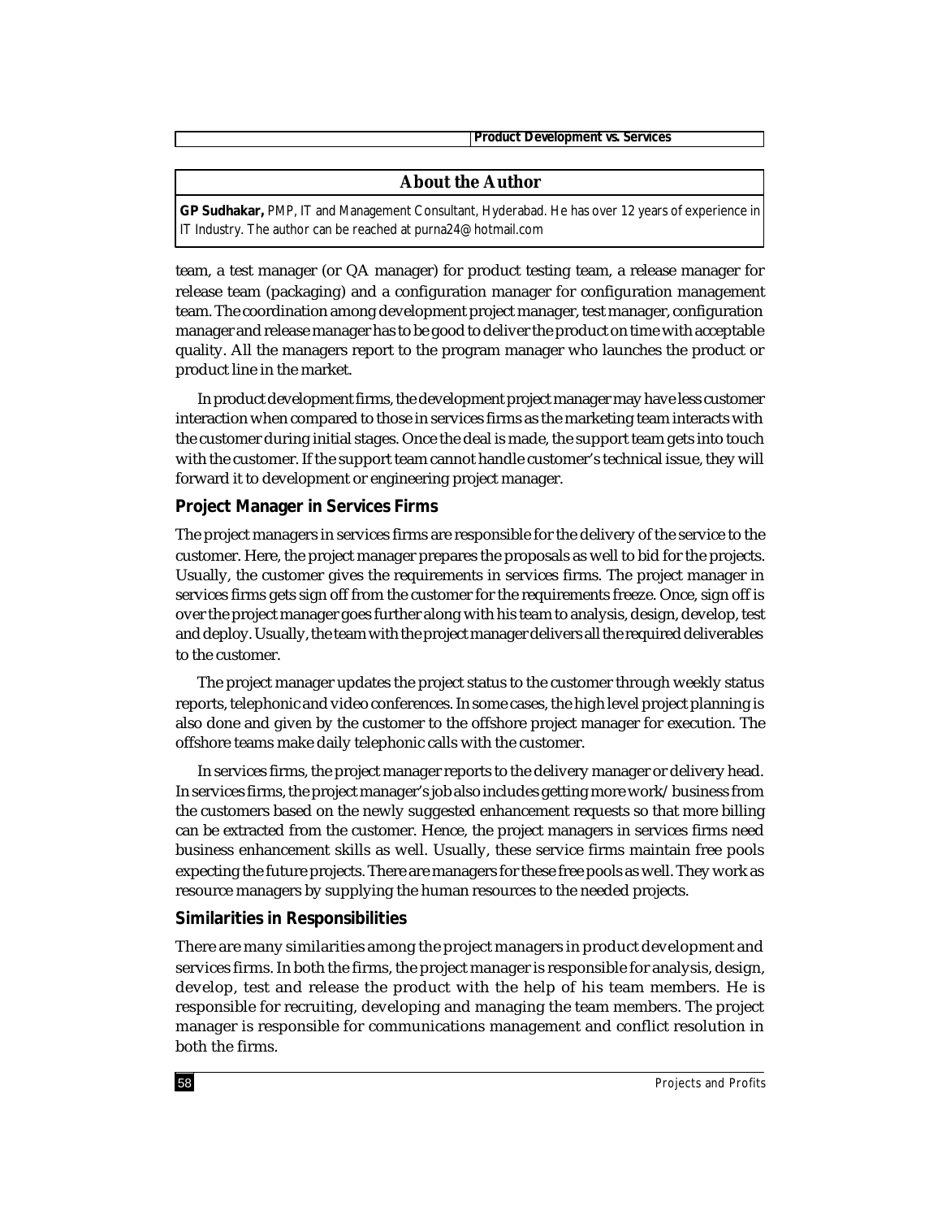## About the Author

**GP Sudhakar,** PMP, IT and Management Consultant, Hyderabad. He has over 12 years of experience in IT Industry. The author can be reached at purna24@hotmail.com

team, a test manager (or QA manager) for product testing team, a release manager for release team (packaging) and a configuration manager for configuration management team. The coordination among development project manager, test manager, configuration manager and release manager has to be good to deliver the product on time with acceptable quality. All the managers report to the program manager who launches the product or product line in the market.

In product development firms, the development project manager may have less customer interaction when compared to those in services firms as the marketing team interacts with the customer during initial stages. Once the deal is made, the support team gets into touch with the customer. If the support team cannot handle customer's technical issue, they will forward it to development or engineering project manager.

### Project Manager in Services Firms

The project managers in services firms are responsible for the delivery of the service to the customer. Here, the project manager prepares the proposals as well to bid for the projects. Usually, the customer gives the requirements in services firms. The project manager in services firms gets sign off from the customer for the requirements freeze. Once, sign off is over the project manager goes further along with his team to analysis, design, develop, test and deploy. Usually, the team with the project manager delivers all the required deliverables to the customer.

The project manager updates the project status to the customer through weekly status reports, telephonic and video conferences. In some cases, the high level project planning is also done and given by the customer to the offshore project manager for execution. The offshore teams make daily telephonic calls with the customer.

In services firms, the project manager reports to the delivery manager or delivery head. In services firms, the project manager's job also includes getting more work/business from the customers based on the newly suggested enhancement requests so that more billing can be extracted from the customer. Hence, the project managers in services firms need business enhancement skills as well. Usually, these service firms maintain free pools expecting the future projects. There are managers for these free pools as well. They work as resource managers by supplying the human resources to the needed projects.

### Similarities in Responsibilities

There are many similarities among the project managers in product development and services firms. In both the firms, the project manager is responsible for analysis, design, develop, test and release the product with the help of his team members. He is responsible for recruiting, developing and managing the team members. The project manager is responsible for communications management and conflict resolution in both the firms.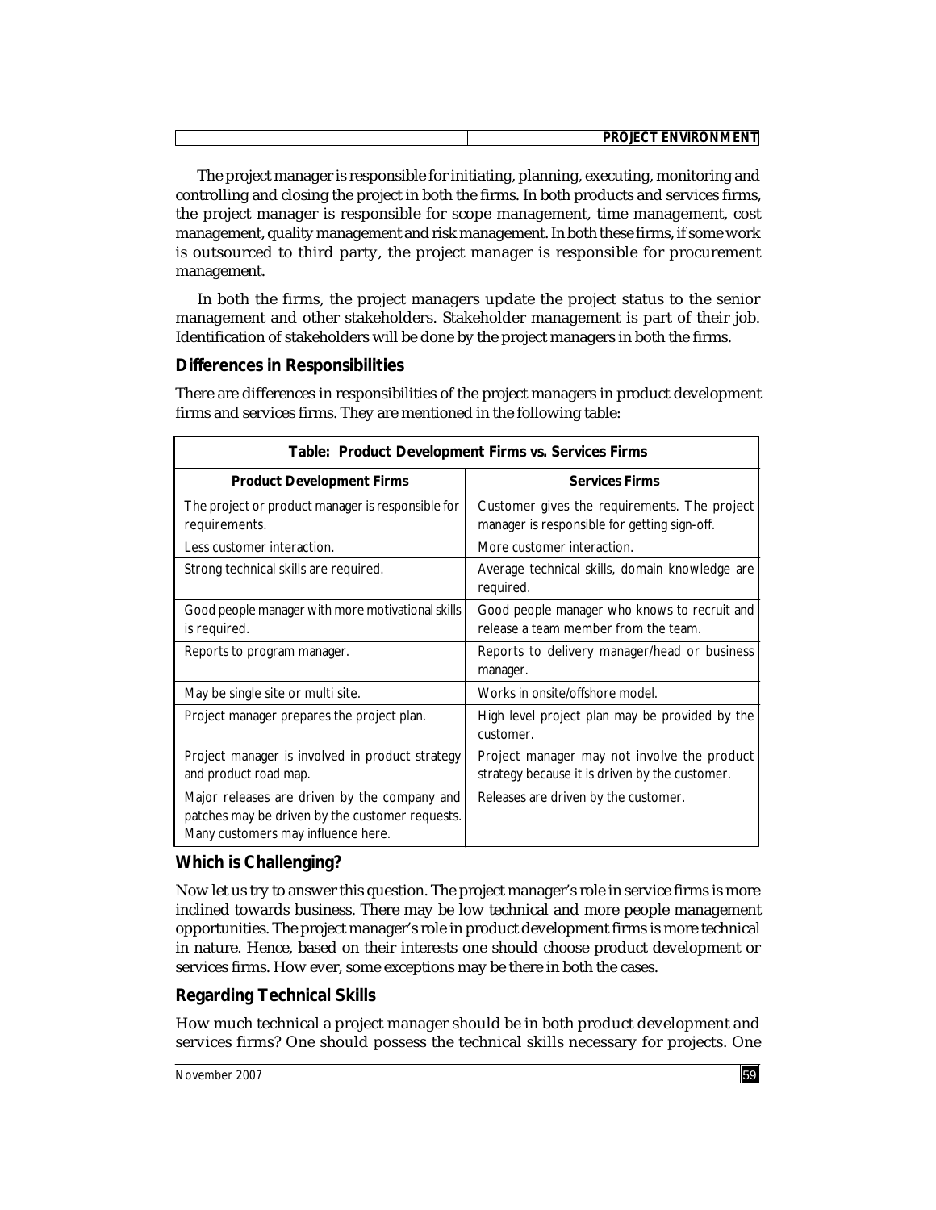The project manager is responsible for initiating, planning, executing, monitoring and controlling and closing the project in both the firms. In both products and services firms, the project manager is responsible for scope management, time management, cost management, quality management and risk management. In both these firms, if some work is outsourced to third party, the project manager is responsible for procurement management.

In both the firms, the project managers update the project status to the senior management and other stakeholders. Stakeholder management is part of their job. Identification of stakeholders will be done by the project managers in both the firms.

## Differences in Responsibilities

There are differences in responsibilities of the project managers in product development firms and services firms. They are mentioned in the following table:

**Table: Product Development Firms vs. Services Firms**

| Product Development Firms | Services Firms |
|---|---|
| The project or product manager is responsible for requirements. | Customer gives the requirements. The project manager is responsible for getting sign-off. |
| Less customer interaction. | More customer interaction. |
| Strong technical skills are required. | Average technical skills, domain knowledge are required. |
| Good people manager with more motivational skills is required. | Good people manager who knows to recruit and release a team member from the team. |
| Reports to program manager. | Reports to delivery manager/head or business manager. |
| May be single site or multi site. | Works in onsite/offshore model. |
| Project manager prepares the project plan. | High level project plan may be provided by the customer. |
| Project manager is involved in product strategy and product road map. | Project manager may not involve the product strategy because it is driven by the customer. |
| Major releases are driven by the company and patches may be driven by the customer requests. Many customers may influence here. | Releases are driven by the customer. |

## Which is Challenging?

Now let us try to answer this question. The project manager's role in service firms is more inclined towards business. There may be low technical and more people management opportunities. The project manager's role in product development firms is more technical in nature. Hence, based on their interests one should choose product development or services firms. How ever, some exceptions may be there in both the cases.

## Regarding Technical Skills

How much technical a project manager should be in both product development and services firms? One should possess the technical skills necessary for projects. One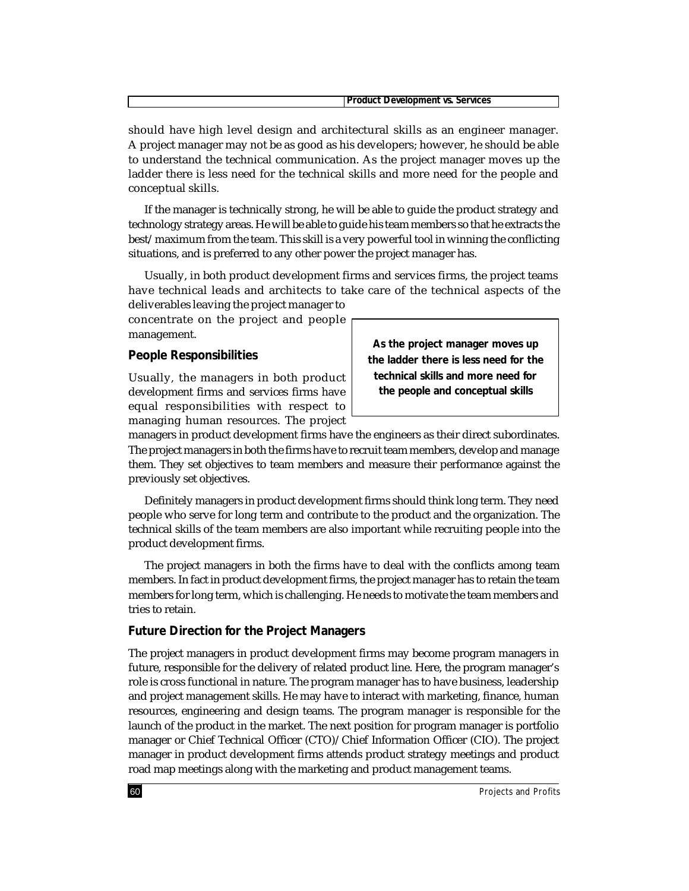should have high level design and architectural skills as an engineer manager. A project manager may not be as good as his developers; however, he should be able to understand the technical communication. As the project manager moves up the ladder there is less need for the technical skills and more need for the people and conceptual skills.

If the manager is technically strong, he will be able to guide the product strategy and technology strategy areas. He will be able to guide his team members so that he extracts the best/maximum from the team. This skill is a very powerful tool in winning the conflicting situations, and is preferred to any other power the project manager has.

Usually, in both product development firms and services firms, the project teams have technical leads and architects to take care of the technical aspects of the deliverables leaving the project manager to concentrate on the project and people management.

> **As the project manager moves up the ladder there is less need for the technical skills and more need for the people and conceptual skills**

## People Responsibilities

Usually, the managers in both product development firms and services firms have equal responsibilities with respect to managing human resources. The project managers in product development firms have the engineers as their direct subordinates. The project managers in both the firms have to recruit team members, develop and manage them. They set objectives to team members and measure their performance against the previously set objectives.

Definitely managers in product development firms should think long term. They need people who serve for long term and contribute to the product and the organization. The technical skills of the team members are also important while recruiting people into the product development firms.

The project managers in both the firms have to deal with the conflicts among team members. In fact in product development firms, the project manager has to retain the team members for long term, which is challenging. He needs to motivate the team members and tries to retain.

## Future Direction for the Project Managers

The project managers in product development firms may become program managers in future, responsible for the delivery of related product line. Here, the program manager's role is cross functional in nature. The program manager has to have business, leadership and project management skills. He may have to interact with marketing, finance, human resources, engineering and design teams. The program manager is responsible for the launch of the product in the market. The next position for program manager is portfolio manager or Chief Technical Officer (CTO)/Chief Information Officer (CIO). The project manager in product development firms attends product strategy meetings and product road map meetings along with the marketing and product management teams.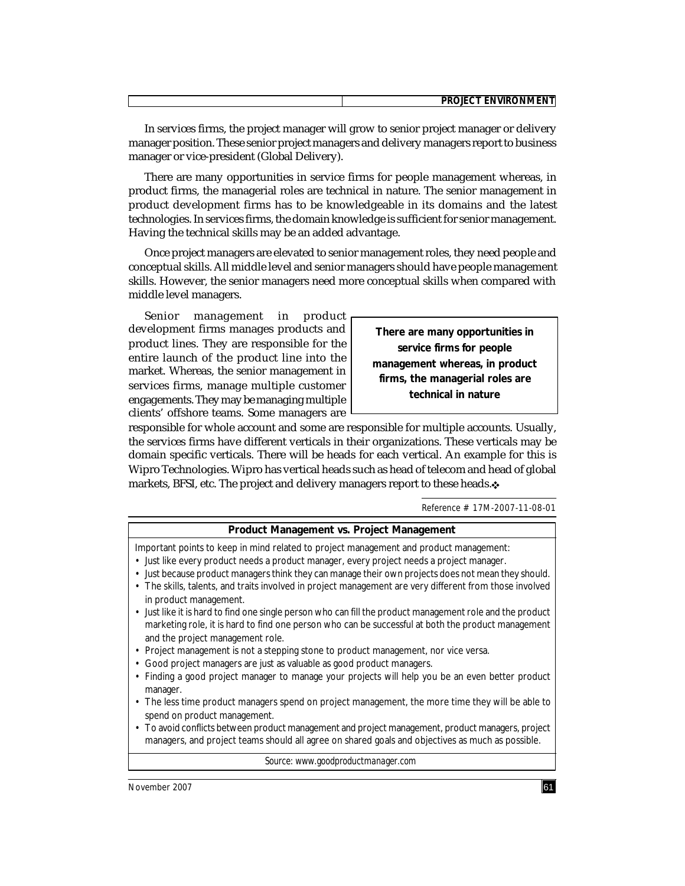In services firms, the project manager will grow to senior project manager or delivery manager position. These senior project managers and delivery managers report to business manager or vice-president (Global Delivery).

There are many opportunities in service firms for people management whereas, in product firms, the managerial roles are technical in nature. The senior management in product development firms has to be knowledgeable in its domains and the latest technologies. In services firms, the domain knowledge is sufficient for senior management. Having the technical skills may be an added advantage.

Once project managers are elevated to senior management roles, they need people and conceptual skills. All middle level and senior managers should have people management skills. However, the senior managers need more conceptual skills when compared with middle level managers.

> **There are many opportunities in service firms for people management whereas, in product firms, the managerial roles are technical in nature**

Senior management in product development firms manages products and product lines. They are responsible for the entire launch of the product line into the market. Whereas, the senior management in services firms, manage multiple customer engagements. They may be managing multiple clients' offshore teams. Some managers are responsible for whole account and some are responsible for multiple accounts. Usually, the services firms have different verticals in their organizations. These verticals may be domain specific verticals. There will be heads for each vertical. An example for this is Wipro Technologies. Wipro has vertical heads such as head of telecom and head of global markets, BFSI, etc. The project and delivery managers report to these heads.❖

Reference # 17M-2007-11-08-01

### Product Management vs. Project Management

Important points to keep in mind related to project management and product management:

- Just like every product needs a product manager, every project needs a project manager.
- Just because product managers think they can manage their own projects does not mean they should.
- The skills, talents, and traits involved in project management are very different from those involved in product management.
- Just like it is hard to find one single person who can fill the product management role and the product marketing role, it is hard to find one person who can be successful at both the product management and the project management role.
- Project management is not a stepping stone to product management, nor vice versa.
- Good project managers are just as valuable as good product managers.
- Finding a good project manager to manage your projects will help you be an even better product manager.
- The less time product managers spend on project management, the more time they will be able to spend on product management.
- To avoid conflicts between product management and project management, product managers, project managers, and project teams should all agree on shared goals and objectives as much as possible.

Source: www.goodproductmanager.com